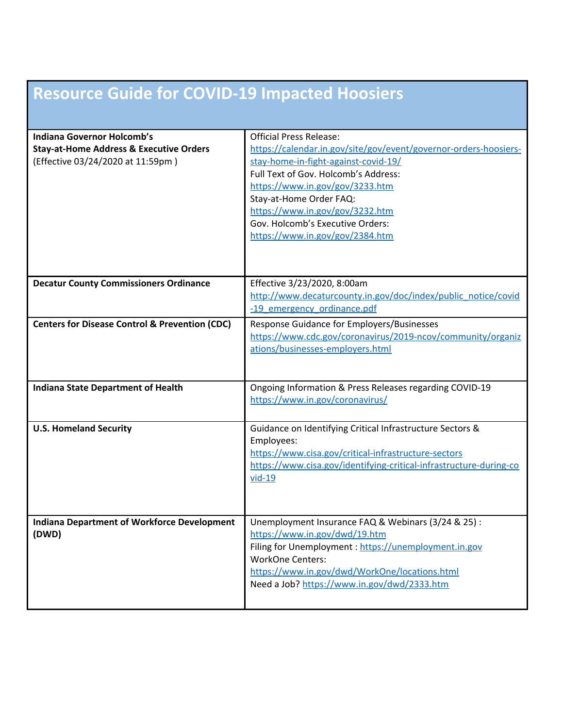# Resource Guide for COVID-19 Impacted Hoosiers

| | |
|---|---|
| **Indiana Governor Holcomb's Stay-at-Home Address & Executive Orders** (Effective 03/24/2020 at 11:59pm ) | Official Press Release: https://calendar.in.gov/site/gov/event/governor-orders-hoosiers-stay-home-in-fight-against-covid-19/ <br> Full Text of Gov. Holcomb's Address: https://www.in.gov/gov/3233.htm <br> Stay-at-Home Order FAQ: https://www.in.gov/gov/3232.htm <br> Gov. Holcomb's Executive Orders: https://www.in.gov/gov/2384.htm |
| **Decatur County Commissioners Ordinance** | Effective 3/23/2020, 8:00am http://www.decaturcounty.in.gov/doc/index/public_notice/covid-19_emergency_ordinance.pdf |
| **Centers for Disease Control & Prevention (CDC)** | Response Guidance for Employers/Businesses https://www.cdc.gov/coronavirus/2019-ncov/community/organizations/businesses-employers.html |
| **Indiana State Department of Health** | Ongoing Information & Press Releases regarding COVID-19 https://www.in.gov/coronavirus/ |
| **U.S. Homeland Security** | Guidance on Identifying Critical Infrastructure Sectors & Employees: <br> https://www.cisa.gov/critical-infrastructure-sectors <br> https://www.cisa.gov/identifying-critical-infrastructure-during-covid-19 |
| **Indiana Department of Workforce Development (DWD)** | Unemployment Insurance FAQ & Webinars (3/24 & 25) : https://www.in.gov/dwd/19.htm <br> Filing for Unemployment : https://unemployment.in.gov <br> WorkOne Centers: https://www.in.gov/dwd/WorkOne/locations.html <br> Need a Job? https://www.in.gov/dwd/2333.htm |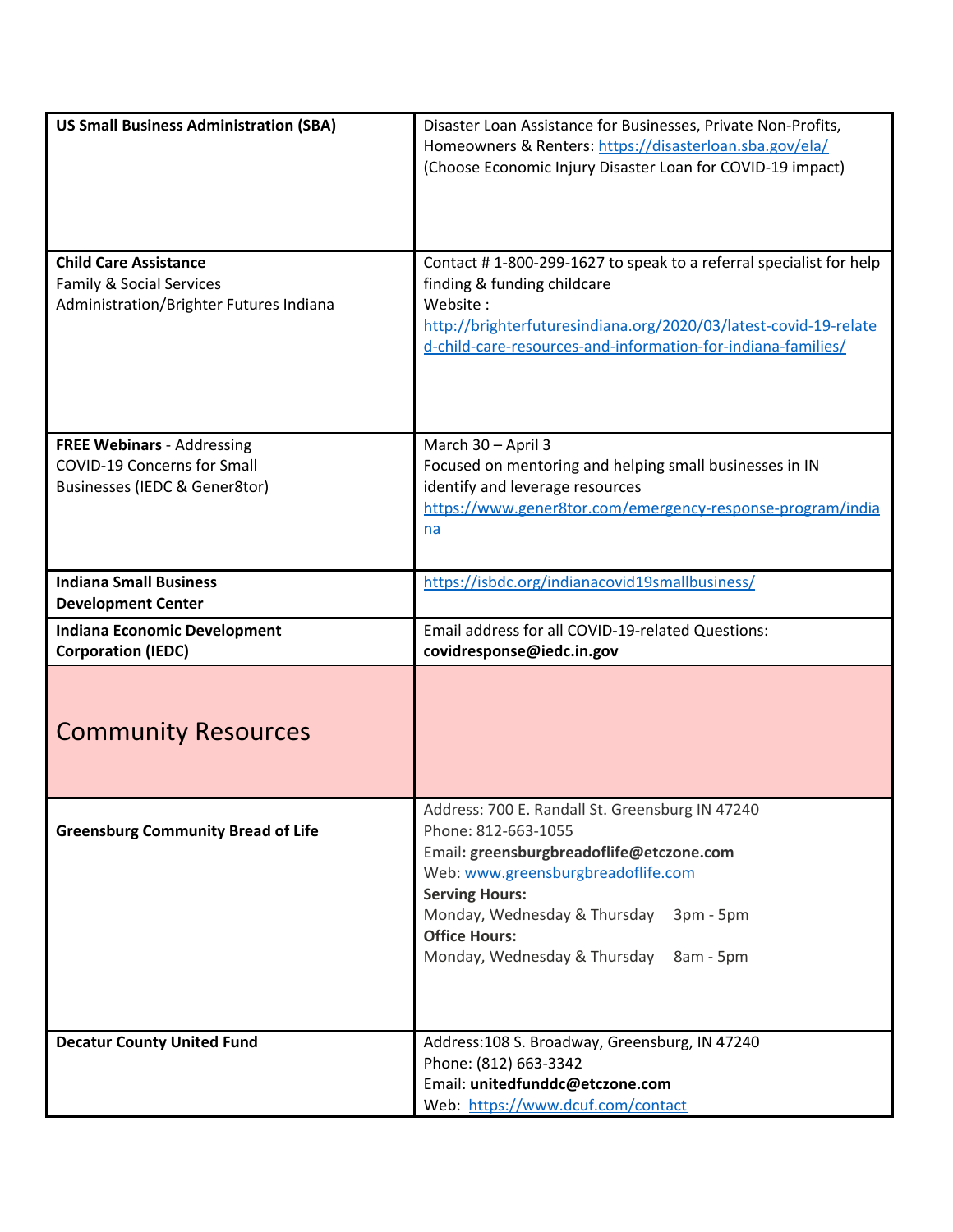| | |
|---|---|
| **US Small Business Administration (SBA)** | Disaster Loan Assistance for Businesses, Private Non-Profits, Homeowners & Renters: https://disasterloan.sba.gov/ela/ (Choose Economic Injury Disaster Loan for COVID-19 impact) |
| **Child Care Assistance** Family & Social Services Administration/Brighter Futures Indiana | Contact # 1-800-299-1627 to speak to a referral specialist for help finding & funding childcare Website : http://brighterfuturesindiana.org/2020/03/latest-covid-19-related-child-care-resources-and-information-for-indiana-families/ |
| **FREE Webinars** - Addressing COVID-19 Concerns for Small Businesses (IEDC & Gener8tor) | March 30 – April 3 Focused on mentoring and helping small businesses in IN identify and leverage resources https://www.gener8tor.com/emergency-response-program/indiana |
| **Indiana Small Business Development Center** | https://isbdc.org/indianacovid19smallbusiness/ |
| **Indiana Economic Development Corporation (IEDC)** | Email address for all COVID-19-related Questions: **covidresponse@iedc.in.gov** |
| Community Resources | |
| **Greensburg Community Bread of Life** | Address: 700 E. Randall St. Greensburg IN 47240<br>Phone: 812-663-1055<br>Email**: greensburgbreadoflife@etczone.com**<br>Web: www.greensburgbreadoflife.com<br>**Serving Hours:**<br>Monday, Wednesday & Thursday 3pm - 5pm<br>**Office Hours:**<br>Monday, Wednesday & Thursday 8am - 5pm |
| **Decatur County United Fund** | Address:108 S. Broadway, Greensburg, IN 47240<br>Phone: (812) 663-3342<br>Email: **unitedfunddc@etczone.com**<br>Web: https://www.dcuf.com/contact |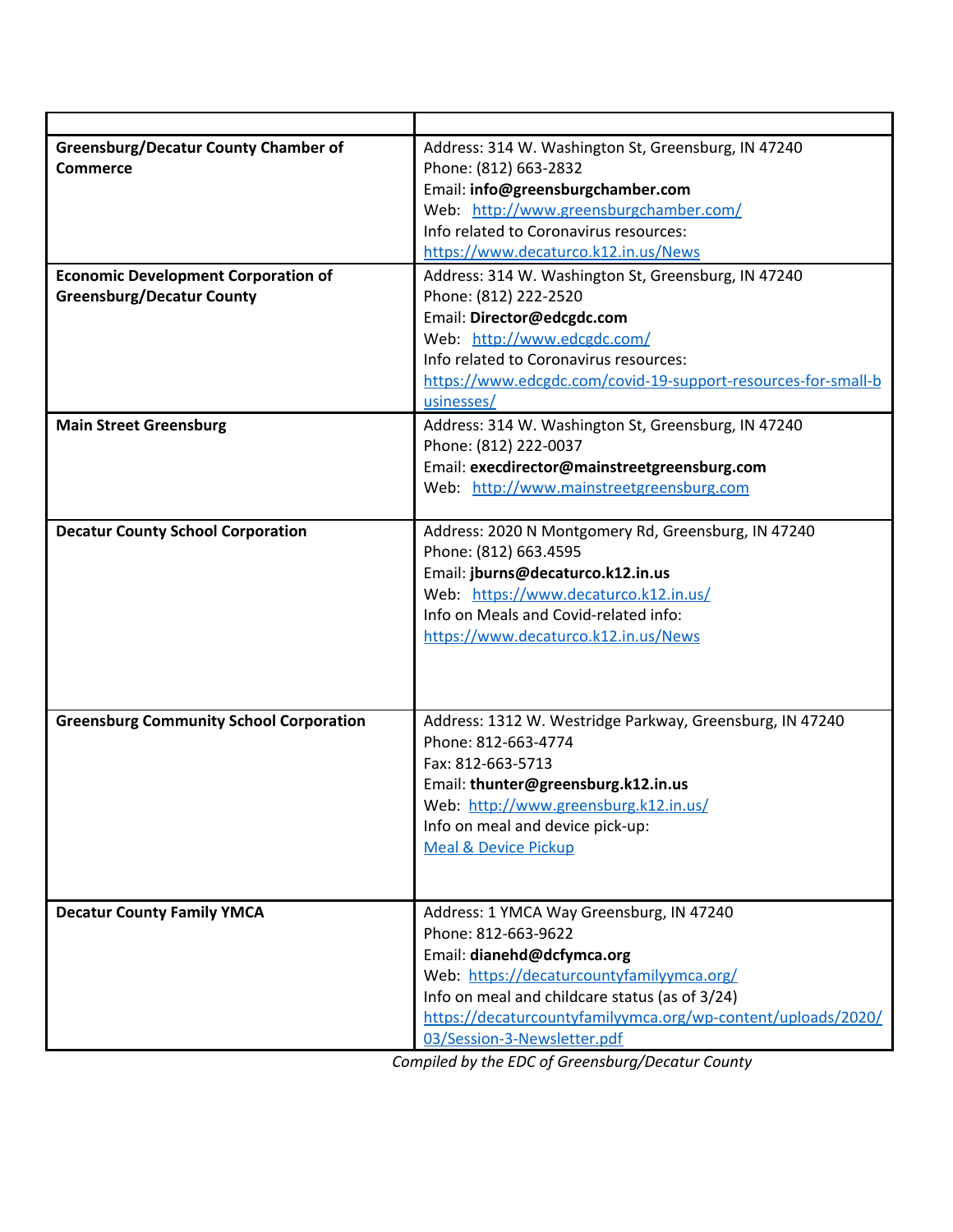| | |
|---|---|
| **Greensburg/Decatur County Chamber of Commerce** | Address: 314 W. Washington St, Greensburg, IN 47240<br>Phone: (812) 663-2832<br>Email: **info@greensburgchamber.com**<br>Web: http://www.greensburgchamber.com/<br>Info related to Coronavirus resources:<br>https://www.decaturco.k12.in.us/News |
| **Economic Development Corporation of Greensburg/Decatur County** | Address: 314 W. Washington St, Greensburg, IN 47240<br>Phone: (812) 222-2520<br>Email: **Director@edcgdc.com**<br>Web: http://www.edcgdc.com/<br>Info related to Coronavirus resources:<br>https://www.edcgdc.com/covid-19-support-resources-for-small-businesses/ |
| **Main Street Greensburg** | Address: 314 W. Washington St, Greensburg, IN 47240<br>Phone: (812) 222-0037<br>Email: **execdirector@mainstreetgreensburg.com**<br>Web: http://www.mainstreetgreensburg.com |
| **Decatur County School Corporation** | Address: 2020 N Montgomery Rd, Greensburg, IN 47240<br>Phone: (812) 663.4595<br>Email: **jburns@decaturco.k12.in.us**<br>Web: https://www.decaturco.k12.in.us/<br>Info on Meals and Covid-related info:<br>https://www.decaturco.k12.in.us/News |
| **Greensburg Community School Corporation** | Address: 1312 W. Westridge Parkway, Greensburg, IN 47240<br>Phone: 812-663-4774<br>Fax: 812-663-5713<br>Email: **thunter@greensburg.k12.in.us**<br>Web: http://www.greensburg.k12.in.us/<br>Info on meal and device pick-up:<br>Meal & Device Pickup |
| **Decatur County Family YMCA** | Address: 1 YMCA Way Greensburg, IN 47240<br>Phone: 812-663-9622<br>Email: **dianehd@dcfymca.org**<br>Web: https://decaturcountyfamilyymca.org/<br>Info on meal and childcare status (as of 3/24)<br>https://decaturcountyfamilyymca.org/wp-content/uploads/2020/03/Session-3-Newsletter.pdf |

*Compiled by the EDC of Greensburg/Decatur County*